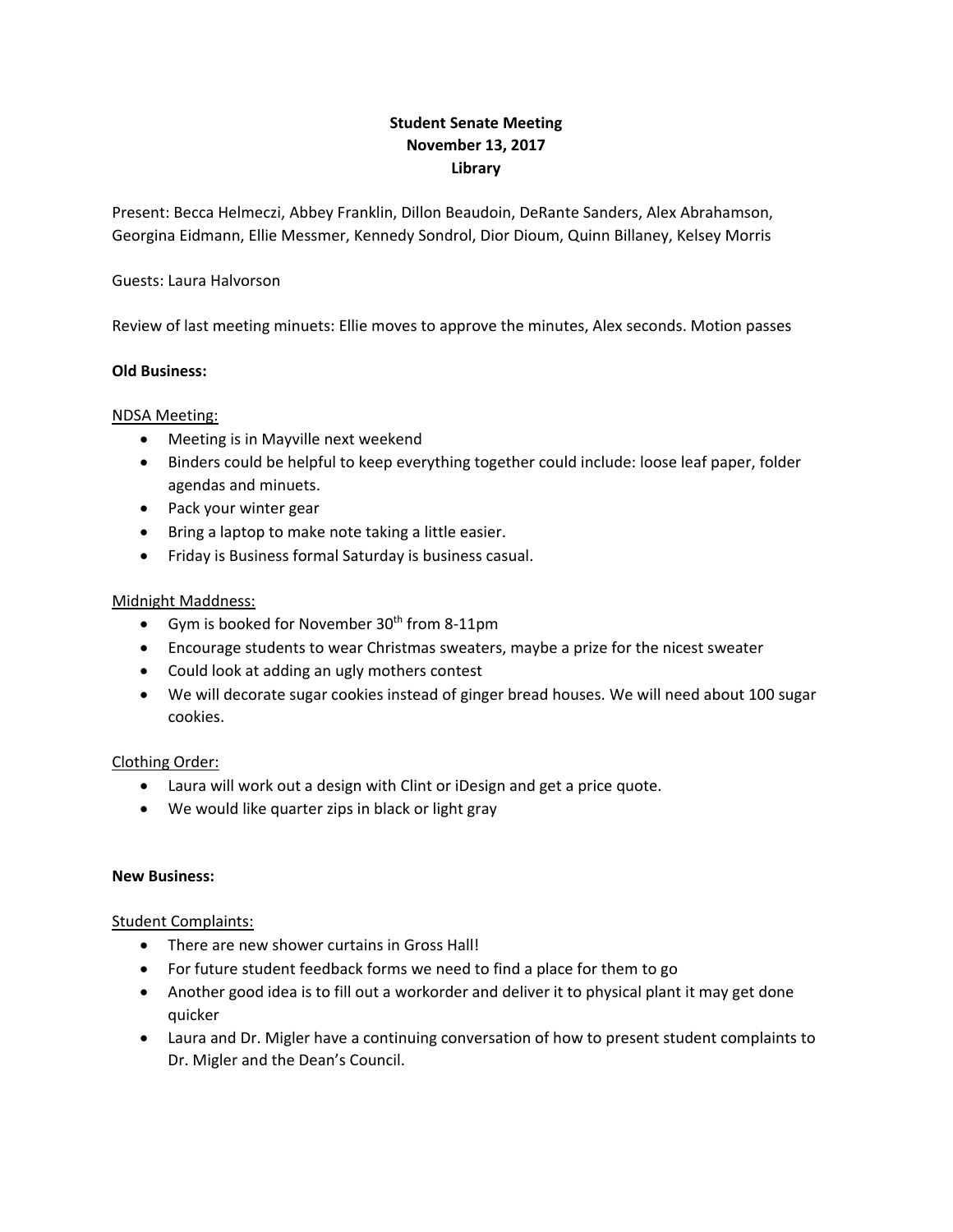**Student Senate Meeting**
**November 13, 2017**
**Library**

Present: Becca Helmeczi, Abbey Franklin, Dillon Beaudoin, DeRante Sanders, Alex Abrahamson, Georgina Eidmann, Ellie Messmer, Kennedy Sondrol, Dior Dioum, Quinn Billaney, Kelsey Morris

Guests: Laura Halvorson

Review of last meeting minuets: Ellie moves to approve the minutes, Alex seconds. Motion passes

**Old Business:**

NDSA Meeting:

- Meeting is in Mayville next weekend
- Binders could be helpful to keep everything together could include: loose leaf paper, folder agendas and minuets.
- Pack your winter gear
- Bring a laptop to make note taking a little easier.
- Friday is Business formal Saturday is business casual.

Midnight Maddness:

- Gym is booked for November 30th from 8-11pm
- Encourage students to wear Christmas sweaters, maybe a prize for the nicest sweater
- Could look at adding an ugly mothers contest
- We will decorate sugar cookies instead of ginger bread houses. We will need about 100 sugar cookies.

Clothing Order:

- Laura will work out a design with Clint or iDesign and get a price quote.
- We would like quarter zips in black or light gray

**New Business:**

Student Complaints:

- There are new shower curtains in Gross Hall!
- For future student feedback forms we need to find a place for them to go
- Another good idea is to fill out a workorder and deliver it to physical plant it may get done quicker
- Laura and Dr. Migler have a continuing conversation of how to present student complaints to Dr. Migler and the Dean's Council.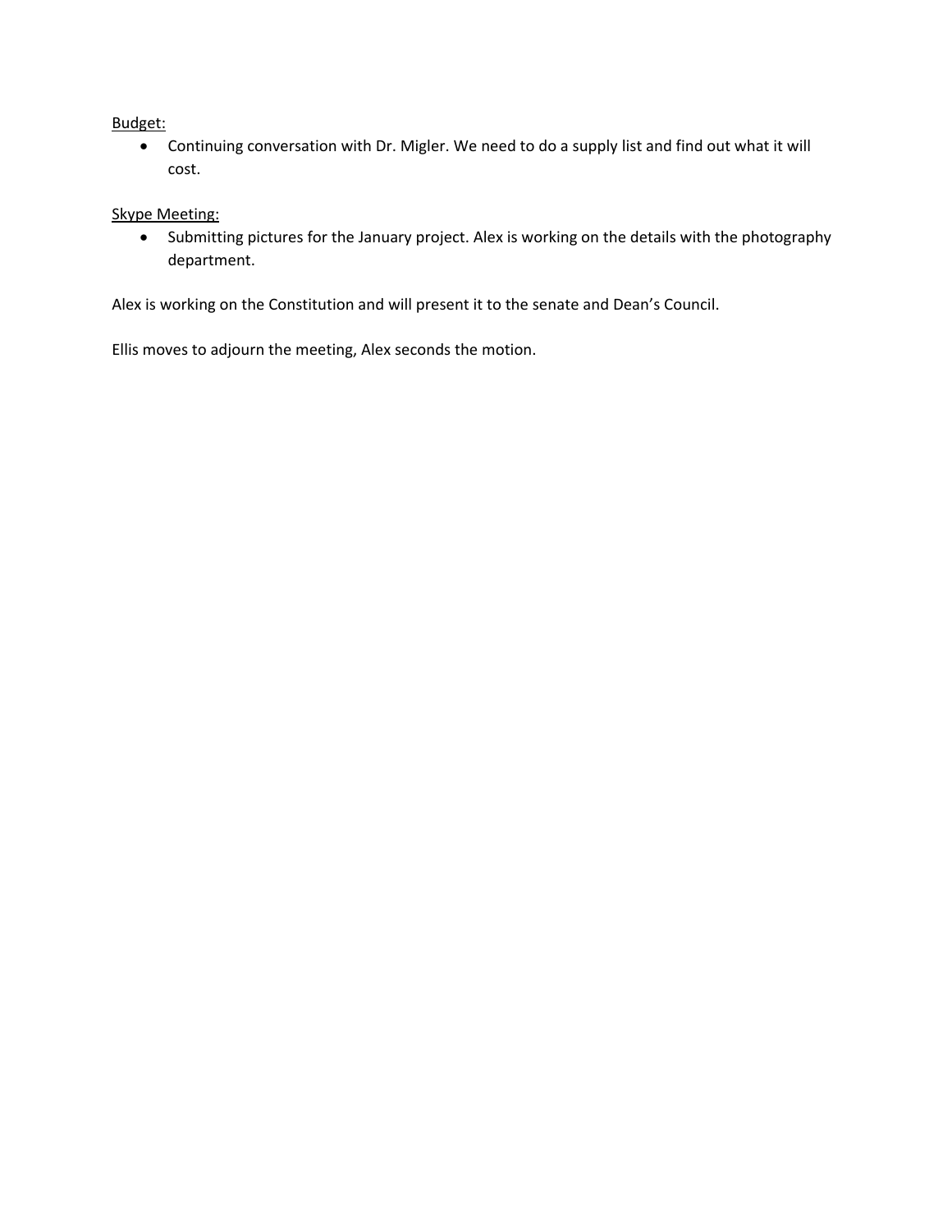<u>Budget:</u>

- Continuing conversation with Dr. Migler. We need to do a supply list and find out what it will cost.

<u>Skype Meeting:</u>

- Submitting pictures for the January project. Alex is working on the details with the photography department.

Alex is working on the Constitution and will present it to the senate and Dean's Council.

Ellis moves to adjourn the meeting, Alex seconds the motion.